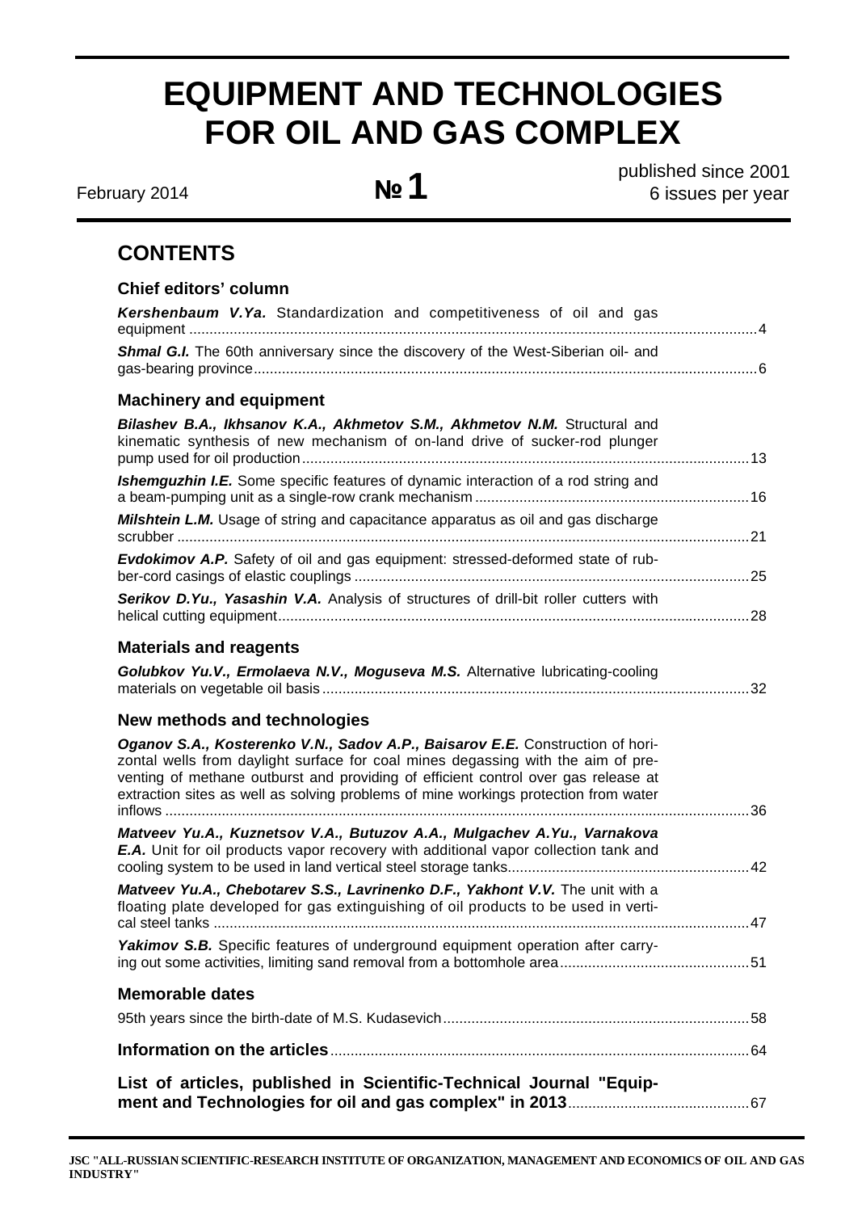# EQUIPMENT AND TECHNOLOGIES FOR OIL AND GAS COMPLEX

February 2014 | № 1 | published since 2001, 6 issues per year

## CONTENTS

### Chief editors' column

***Kershenbaum V.Ya.*** Standardization and competitiveness of oil and gas equipment ... 4

***Shmal G.I.*** The 60th anniversary since the discovery of the West-Siberian oil- and gas-bearing province ... 6

### Machinery and equipment

***Bilashev B.A., Ikhsanov K.A., Akhmetov S.M., Akhmetov N.M.*** Structural and kinematic synthesis of new mechanism of on-land drive of sucker-rod plunger pump used for oil production ... 13

***Ishemguzhin I.E.*** Some specific features of dynamic interaction of a rod string and a beam-pumping unit as a single-row crank mechanism ... 16

***Milshtein L.M.*** Usage of string and capacitance apparatus as oil and gas discharge scrubber ... 21

***Evdokimov A.P.*** Safety of oil and gas equipment: stressed-deformed state of rubber-cord casings of elastic couplings ... 25

***Serikov D.Yu., Yasashin V.A.*** Analysis of structures of drill-bit roller cutters with helical cutting equipment ... 28

### Materials and reagents

***Golubkov Yu.V., Ermolaeva N.V., Moguseva M.S.*** Alternative lubricating-cooling materials on vegetable oil basis ... 32

### New methods and technologies

***Oganov S.A., Kosterenko V.N., Sadov A.P., Baisarov E.E.*** Construction of horizontal wells from daylight surface for coal mines degassing with the aim of preventing of methane outburst and providing of efficient control over gas release at extraction sites as well as solving problems of mine workings protection from water inflows ... 36

***Matveev Yu.A., Kuznetsov V.A., Butuzov A.A., Mulgachev A.Yu., Varnakova E.A.*** Unit for oil products vapor recovery with additional vapor collection tank and cooling system to be used in land vertical steel storage tanks ... 42

***Matveev Yu.A., Chebotarev S.S., Lavrinenko D.F., Yakhont V.V.*** The unit with a floating plate developed for gas extinguishing of oil products to be used in vertical steel tanks ... 47

***Yakimov S.B.*** Specific features of underground equipment operation after carrying out some activities, limiting sand removal from a bottomhole area ... 51

### Memorable dates

95th years since the birth-date of M.S. Kudasevich ... 58

### Information on the articles ... 64

### List of articles, published in Scientific-Technical Journal "Equipment and Technologies for oil and gas complex" in 2013 ... 67

JSC "ALL-RUSSIAN SCIENTIFIC-RESEARCH INSTITUTE OF ORGANIZATION, MANAGEMENT AND ECONOMICS OF OIL AND GAS INDUSTRY"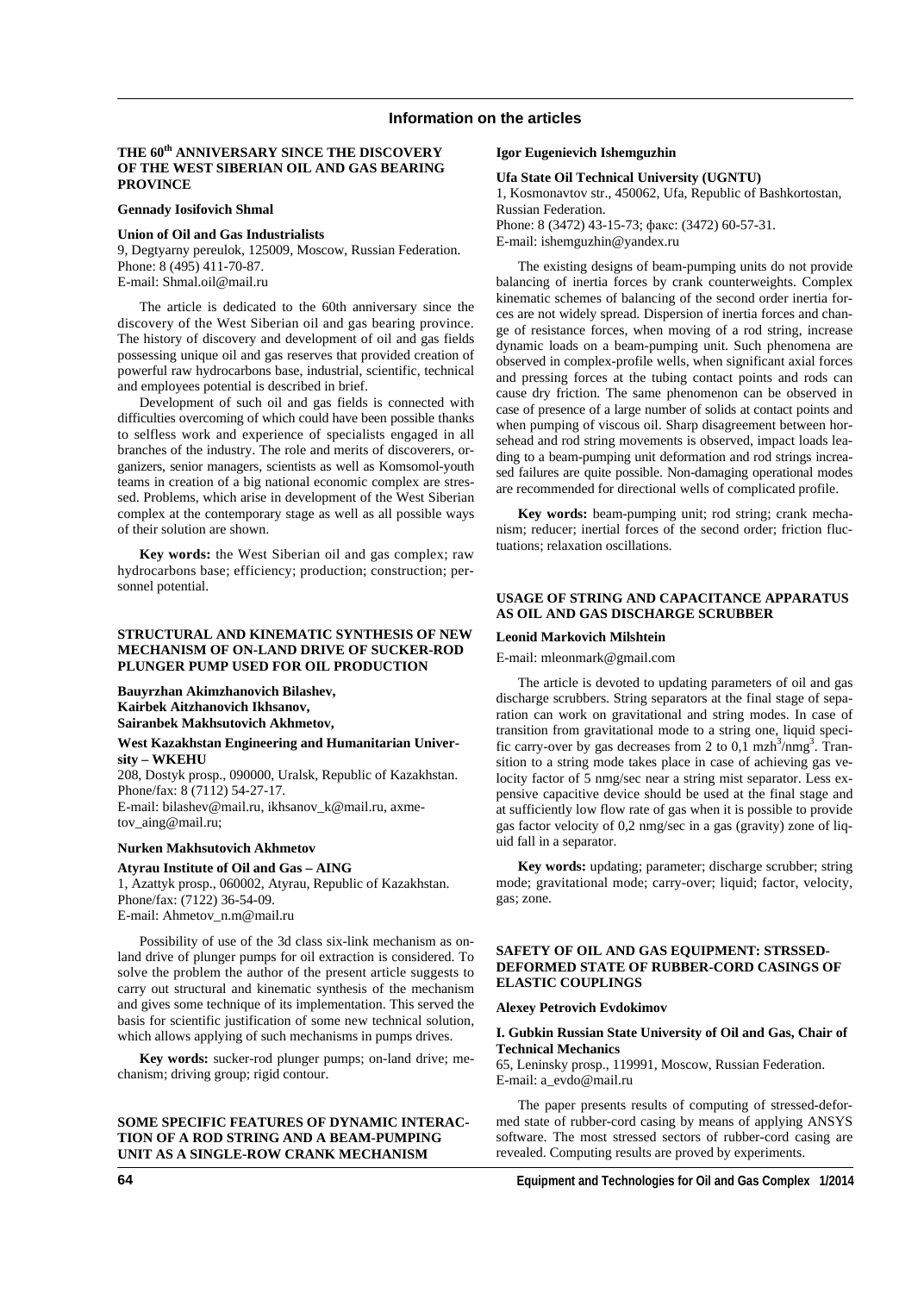## Information on the articles

### THE 60th ANNIVERSARY SINCE THE DISCOVERY OF THE WEST SIBERIAN OIL AND GAS BEARING PROVINCE

**Gennady Iosifovich Shmal**

**Union of Oil and Gas Industrialists**
9, Degtyarny pereulok, 125009, Moscow, Russian Federation.
Phone: 8 (495) 411-70-87.
E-mail: Shmal.oil@mail.ru

The article is dedicated to the 60th anniversary since the discovery of the West Siberian oil and gas bearing province. The history of discovery and development of oil and gas fields possessing unique oil and gas reserves that provided creation of powerful raw hydrocarbons base, industrial, scientific, technical and employees potential is described in brief.

Development of such oil and gas fields is connected with difficulties overcoming of which could have been possible thanks to selfless work and experience of specialists engaged in all branches of the industry. The role and merits of discoverers, organizers, senior managers, scientists as well as Komsomol-youth teams in creation of a big national economic complex are stressed. Problems, which arise in development of the West Siberian complex at the contemporary stage as well as all possible ways of their solution are shown.

**Key words:** the West Siberian oil and gas complex; raw hydrocarbons base; efficiency; production; construction; personnel potential.

### STRUCTURAL AND KINEMATIC SYNTHESIS OF NEW MECHANISM OF ON-LAND DRIVE OF SUCKER-ROD PLUNGER PUMP USED FOR OIL PRODUCTION

**Bauyrzhan Akimzhanovich Bilashev,**
**Kairbek Aitzhanovich Ikhsanov,**
**Sairanbek Makhsutovich Akhmetov,**

**West Kazakhstan Engineering and Humanitarian University – WKEHU**
208, Dostyk prosp., 090000, Uralsk, Republic of Kazakhstan.
Phone/fax: 8 (7112) 54-27-17.
E-mail: bilashev@mail.ru, ikhsanov_k@mail.ru, axmetov_aing@mail.ru;

**Nurken Makhsutovich Akhmetov**

**Atyrau Institute of Oil and Gas – AING**
1, Azattyk prosp., 060002, Atyrau, Republic of Kazakhstan.
Phone/fax: (7122) 36-54-09.
E-mail: Ahmetov_n.m@mail.ru

Possibility of use of the 3d class six-link mechanism as on-land drive of plunger pumps for oil extraction is considered. To solve the problem the author of the present article suggests to carry out structural and kinematic synthesis of the mechanism and gives some technique of its implementation. This served the basis for scientific justification of some new technical solution, which allows applying of such mechanisms in pumps drives.

**Key words:** sucker-rod plunger pumps; on-land drive; mechanism; driving group; rigid contour.

### SOME SPECIFIC FEATURES OF DYNAMIC INTERACTION OF A ROD STRING AND A BEAM-PUMPING UNIT AS A SINGLE-ROW CRANK MECHANISM

**Igor Eugenievich Ishemguzhin**

**Ufa State Oil Technical University (UGNTU)**
1, Kosmonavtov str., 450062, Ufa, Republic of Bashkortostan, Russian Federation.
Phone: 8 (3472) 43-15-73; факс: (3472) 60-57-31.
E-mail: ishemguzhin@yandex.ru

The existing designs of beam-pumping units do not provide balancing of inertia forces by crank counterweights. Complex kinematic schemes of balancing of the second order inertia forces are not widely spread. Dispersion of inertia forces and change of resistance forces, when moving of a rod string, increase dynamic loads on a beam-pumping unit. Such phenomena are observed in complex-profile wells, when significant axial forces and pressing forces at the tubing contact points and rods can cause dry friction. The same phenomenon can be observed in case of presence of a large number of solids at contact points and when pumping of viscous oil. Sharp disagreement between horsehead and rod string movements is observed, impact loads leading to a beam-pumping unit deformation and rod strings increased failures are quite possible. Non-damaging operational modes are recommended for directional wells of complicated profile.

**Key words:** beam-pumping unit; rod string; crank mechanism; reducer; inertial forces of the second order; friction fluctuations; relaxation oscillations.

### USAGE OF STRING AND CAPACITANCE APPARATUS AS OIL AND GAS DISCHARGE SCRUBBER

**Leonid Markovich Milshtein**

E-mail: mleonmark@gmail.com

The article is devoted to updating parameters of oil and gas discharge scrubbers. String separators at the final stage of separation can work on gravitational and string modes. In case of transition from gravitational mode to a string one, liquid specific carry-over by gas decreases from 2 to 0,1 mzh$^3$/nmg$^3$. Transition to a string mode takes place in case of achieving gas velocity factor of 5 nmg/sec near a string mist separator. Less expensive capacitive device should be used at the final stage and at sufficiently low flow rate of gas when it is possible to provide gas factor velocity of 0,2 nmg/sec in a gas (gravity) zone of liquid fall in a separator.

**Key words:** updating; parameter; discharge scrubber; string mode; gravitational mode; carry-over; liquid; factor, velocity, gas; zone.

### SAFETY OF OIL AND GAS EQUIPMENT: STRSSED-DEFORMED STATE OF RUBBER-CORD CASINGS OF ELASTIC COUPLINGS

**Alexey Petrovich Evdokimov**

**I. Gubkin Russian State University of Oil and Gas, Chair of Technical Mechanics**
65, Leninsky prosp., 119991, Moscow, Russian Federation.
E-mail: a_evdo@mail.ru

The paper presents results of computing of stressed-deformed state of rubber-cord casing by means of applying ANSYS software. The most stressed sectors of rubber-cord casing are revealed. Computing results are proved by experiments.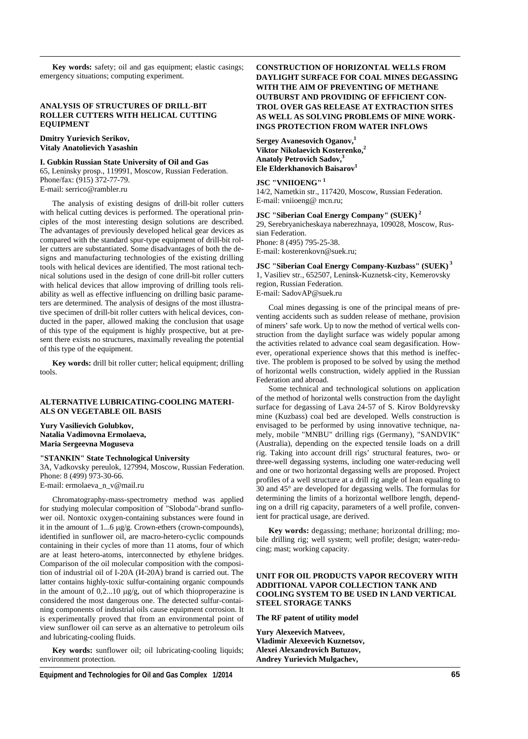**Key words:** safety; oil and gas equipment; elastic casings; emergency situations; computing experiment.

## ANALYSIS OF STRUCTURES OF DRILL-BIT ROLLER CUTTERS WITH HELICAL CUTTING EQUIPMENT

**Dmitry Yurievich Serikov,**
**Vitaly Anatolievich Yasashin**

**I. Gubkin Russian State University of Oil and Gas**
65, Leninsky prosp., 119991, Moscow, Russian Federation.
Phone/fax: (915) 372-77-79.
E-mail: serrico@rambler.ru

The analysis of existing designs of drill-bit roller cutters with helical cutting devices is performed. The operational principles of the most interesting design solutions are described. The advantages of previously developed helical gear devices as compared with the standard spur-type equipment of drill-bit roller cutters are substantiated. Some disadvantages of both the designs and manufacturing technologies of the existing drilling tools with helical devices are identified. The most rational technical solutions used in the design of cone drill-bit roller cutters with helical devices that allow improving of drilling tools reliability as well as effective influencing on drilling basic parameters are determined. The analysis of designs of the most illustrative specimen of drill-bit roller cutters with helical devices, conducted in the paper, allowed making the conclusion that usage of this type of the equipment is highly prospective, but at present there exists no structures, maximally revealing the potential of this type of the equipment.

**Key words:** drill bit roller cutter; helical equipment; drilling tools.

## ALTERNATIVE LUBRICATING-COOLING MATERIALS ON VEGETABLE OIL BASIS

**Yury Vasilievich Golubkov,**
**Natalia Vadimovna Ermolaeva,**
**Maria Sergeevna Moguseva**

**"STANKIN" State Technological University**
3A, Vadkovsky pereulok, 127994, Moscow, Russian Federation.
Phone: 8 (499) 973-30-66.
E-mail: ermolaeva_n_v@mail.ru

Chromatography-mass-spectrometry method was applied for studying molecular composition of "Sloboda"-brand sunflower oil. Nontoxic oxygen-containing substances were found in it in the amount of 1...6 μg/g. Crown-ethers (crown-compounds), identified in sunflower oil, are macro-hetero-cyclic compounds containing in their cycles of more than 11 atoms, four of which are at least hetero-atoms, interconnected by ethylene bridges. Comparison of the oil molecular composition with the composition of industrial oil of I-20A (И-20А) brand is carried out. The latter contains highly-toxic sulfur-containing organic compounds in the amount of 0,2...10 μg/g, out of which thioproperazine is considered the most dangerous one. The detected sulfur-containing components of industrial oils cause equipment corrosion. It is experimentally proved that from an environmental point of view sunflower oil can serve as an alternative to petroleum oils and lubricating-cooling fluids.

**Key words:** sunflower oil; oil lubricating-cooling liquids; environment protection.

## CONSTRUCTION OF HORIZONTAL WELLS FROM DAYLIGHT SURFACE FOR COAL MINES DEGASSING WITH THE AIM OF PREVENTING OF METHANE OUTBURST AND PROVIDING OF EFFICIENT CONTROL OVER GAS RELEASE AT EXTRACTION SITES AS WELL AS SOLVING PROBLEMS OF MINE WORKINGS PROTECTION FROM WATER INFLOWS

**Sergey Avanesovich Oganov,[1]**
**Viktor Nikolaevich Kosterenko,[2]**
**Anatoly Petrovich Sadov,[3]**
**Ele Elderkhanovich Baisarov[1]**

**JSC "VNIIOENG" [1]**
14/2, Nametkin str., 117420, Moscow, Russian Federation.
E-mail: vniioeng@ mcn.ru;

**JSC "Siberian Coal Energy Company" (SUEK) [2]**
29, Serebryanicheskaya naberezhnaya, 109028, Moscow, Russian Federation.
Phone: 8 (495) 795-25-38.
E-mail: kosterenkovn@suek.ru;

**JSC "Siberian Coal Energy Company-Kuzbass" (SUEK) [3]**
1, Vasiliev str., 652507, Leninsk-Kuznetsk-city, Kemerovsky region, Russian Federation.
E-mail: SadovAP@suek.ru

Coal mines degassing is one of the principal means of preventing accidents such as sudden release of methane, provision of miners' safe work. Up to now the method of vertical wells construction from the daylight surface was widely popular among the activities related to advance coal seam degasification. However, operational experience shows that this method is ineffective. The problem is proposed to be solved by using the method of horizontal wells construction, widely applied in the Russian Federation and abroad.

Some technical and technological solutions on application of the method of horizontal wells construction from the daylight surface for degassing of Lava 24-57 of S. Kirov Boldyrevsky mine (Kuzbass) coal bed are developed. Wells construction is envisaged to be performed by using innovative technique, namely, mobile "MNBU" drilling rigs (Germany), "SANDVIK" (Australia), depending on the expected tensile loads on a drill rig. Taking into account drill rigs' structural features, two- or three-well degassing systems, including one water-reducing well and one or two horizontal degassing wells are proposed. Project profiles of a well structure at a drill rig angle of lean equaling to 30 and 45° are developed for degassing wells. The formulas for determining the limits of a horizontal wellbore length, depending on a drill rig capacity, parameters of a well profile, convenient for practical usage, are derived.

**Key words:** degassing; methane; horizontal drilling; mobile drilling rig; well system; well profile; design; water-reducing; mast; working capacity.

## UNIT FOR OIL PRODUCTS VAPOR RECOVERY WITH ADDITIONAL VAPOR COLLECTION TANK AND COOLING SYSTEM TO BE USED IN LAND VERTICAL STEEL STORAGE TANKS

**The RF patent of utility model**

**Yury Alexeevich Matveev,**
**Vladimir Alexeevich Kuznetsov,**
**Alexei Alexandrovich Butuzov,**
**Andrey Yurievich Mulgachev,**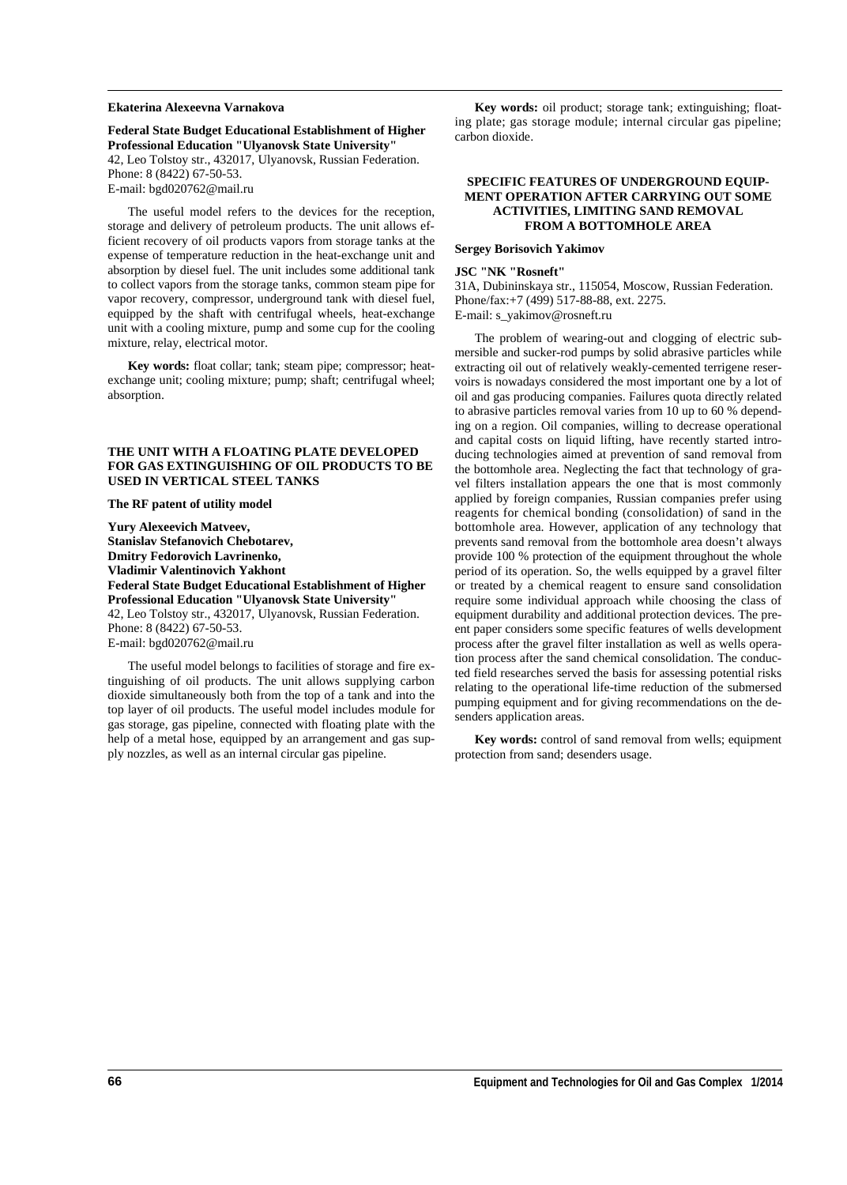**Ekaterina Alexeevna Varnakova**

**Federal State Budget Educational Establishment of Higher Professional Education "Ulyanovsk State University"**
42, Leo Tolstoy str., 432017, Ulyanovsk, Russian Federation.
Phone: 8 (8422) 67-50-53.
E-mail: bgd020762@mail.ru

The useful model refers to the devices for the reception, storage and delivery of petroleum products. The unit allows efficient recovery of oil products vapors from storage tanks at the expense of temperature reduction in the heat-exchange unit and absorption by diesel fuel. The unit includes some additional tank to collect vapors from the storage tanks, common steam pipe for vapor recovery, compressor, underground tank with diesel fuel, equipped by the shaft with centrifugal wheels, heat-exchange unit with a cooling mixture, pump and some cup for the cooling mixture, relay, electrical motor.

**Key words:** float collar; tank; steam pipe; compressor; heat-exchange unit; cooling mixture; pump; shaft; centrifugal wheel; absorption.

## THE UNIT WITH A FLOATING PLATE DEVELOPED FOR GAS EXTINGUISHING OF OIL PRODUCTS TO BE USED IN VERTICAL STEEL TANKS

**The RF patent of utility model**

**Yury Alexeevich Matveev,**
**Stanislav Stefanovich Chebotarev,**
**Dmitry Fedorovich Lavrinenko,**
**Vladimir Valentinovich Yakhont**
**Federal State Budget Educational Establishment of Higher Professional Education "Ulyanovsk State University"**
42, Leo Tolstoy str., 432017, Ulyanovsk, Russian Federation.
Phone: 8 (8422) 67-50-53.
E-mail: bgd020762@mail.ru

The useful model belongs to facilities of storage and fire extinguishing of oil products. The unit allows supplying carbon dioxide simultaneously both from the top of a tank and into the top layer of oil products. The useful model includes module for gas storage, gas pipeline, connected with floating plate with the help of a metal hose, equipped by an arrangement and gas supply nozzles, as well as an internal circular gas pipeline.

**Key words:** oil product; storage tank; extinguishing; floating plate; gas storage module; internal circular gas pipeline; carbon dioxide.

## SPECIFIC FEATURES OF UNDERGROUND EQUIPMENT OPERATION AFTER CARRYING OUT SOME ACTIVITIES, LIMITING SAND REMOVAL FROM A BOTTOMHOLE AREA

**Sergey Borisovich Yakimov**

**JSC "NK "Rosneft"**
31A, Dubininskaya str., 115054, Moscow, Russian Federation.
Phone/fax:+7 (499) 517-88-88, ext. 2275.
E-mail: s_yakimov@rosneft.ru

The problem of wearing-out and clogging of electric submersible and sucker-rod pumps by solid abrasive particles while extracting oil out of relatively weakly-cemented terrigene reservoirs is nowadays considered the most important one by a lot of oil and gas producing companies. Failures quota directly related to abrasive particles removal varies from 10 up to 60 % depending on a region. Oil companies, willing to decrease operational and capital costs on liquid lifting, have recently started introducing technologies aimed at prevention of sand removal from the bottomhole area. Neglecting the fact that technology of gravel filters installation appears the one that is most commonly applied by foreign companies, Russian companies prefer using reagents for chemical bonding (consolidation) of sand in the bottomhole area. However, application of any technology that prevents sand removal from the bottomhole area doesn't always provide 100 % protection of the equipment throughout the whole period of its operation. So, the wells equipped by a gravel filter or treated by a chemical reagent to ensure sand consolidation require some individual approach while choosing the class of equipment durability and additional protection devices. The preent paper considers some specific features of wells development process after the gravel filter installation as well as wells operation process after the sand chemical consolidation. The conducted field researches served the basis for assessing potential risks relating to the operational life-time reduction of the submersed pumping equipment and for giving recommendations on the desenders application areas.

**Key words:** control of sand removal from wells; equipment protection from sand; desenders usage.